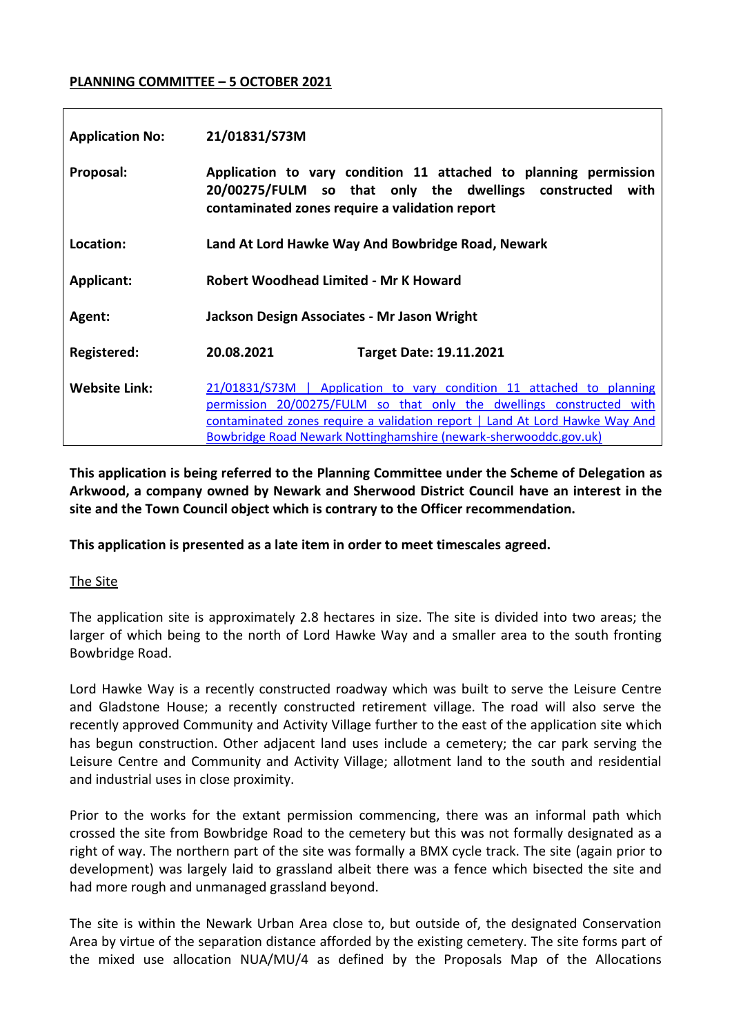**PLANNING COMMITTEE – 5 OCTOBER 2021**

| | |
|---|---|
| **Application No:** | **21/01831/S73M** |
| **Proposal:** | **Application to vary condition 11 attached to planning permission 20/00275/FULM so that only the dwellings constructed with contaminated zones require a validation report** |
| **Location:** | **Land At Lord Hawke Way And Bowbridge Road, Newark** |
| **Applicant:** | **Robert Woodhead Limited - Mr K Howard** |
| **Agent:** | **Jackson Design Associates - Mr Jason Wright** |
| **Registered:** | **20.08.2021** **Target Date: 19.11.2021** |
| **Website Link:** | [21/01831/S73M \| Application to vary condition 11 attached to planning permission 20/00275/FULM so that only the dwellings constructed with contaminated zones require a validation report \| Land At Lord Hawke Way And Bowbridge Road Newark Nottinghamshire (newark-sherwooddc.gov.uk)]() |

**This application is being referred to the Planning Committee under the Scheme of Delegation as Arkwood, a company owned by Newark and Sherwood District Council have an interest in the site and the Town Council object which is contrary to the Officer recommendation.**

**This application is presented as a late item in order to meet timescales agreed.**

## The Site

The application site is approximately 2.8 hectares in size. The site is divided into two areas; the larger of which being to the north of Lord Hawke Way and a smaller area to the south fronting Bowbridge Road.

Lord Hawke Way is a recently constructed roadway which was built to serve the Leisure Centre and Gladstone House; a recently constructed retirement village. The road will also serve the recently approved Community and Activity Village further to the east of the application site which has begun construction. Other adjacent land uses include a cemetery; the car park serving the Leisure Centre and Community and Activity Village; allotment land to the south and residential and industrial uses in close proximity.

Prior to the works for the extant permission commencing, there was an informal path which crossed the site from Bowbridge Road to the cemetery but this was not formally designated as a right of way. The northern part of the site was formally a BMX cycle track. The site (again prior to development) was largely laid to grassland albeit there was a fence which bisected the site and had more rough and unmanaged grassland beyond.

The site is within the Newark Urban Area close to, but outside of, the designated Conservation Area by virtue of the separation distance afforded by the existing cemetery. The site forms part of the mixed use allocation NUA/MU/4 as defined by the Proposals Map of the Allocations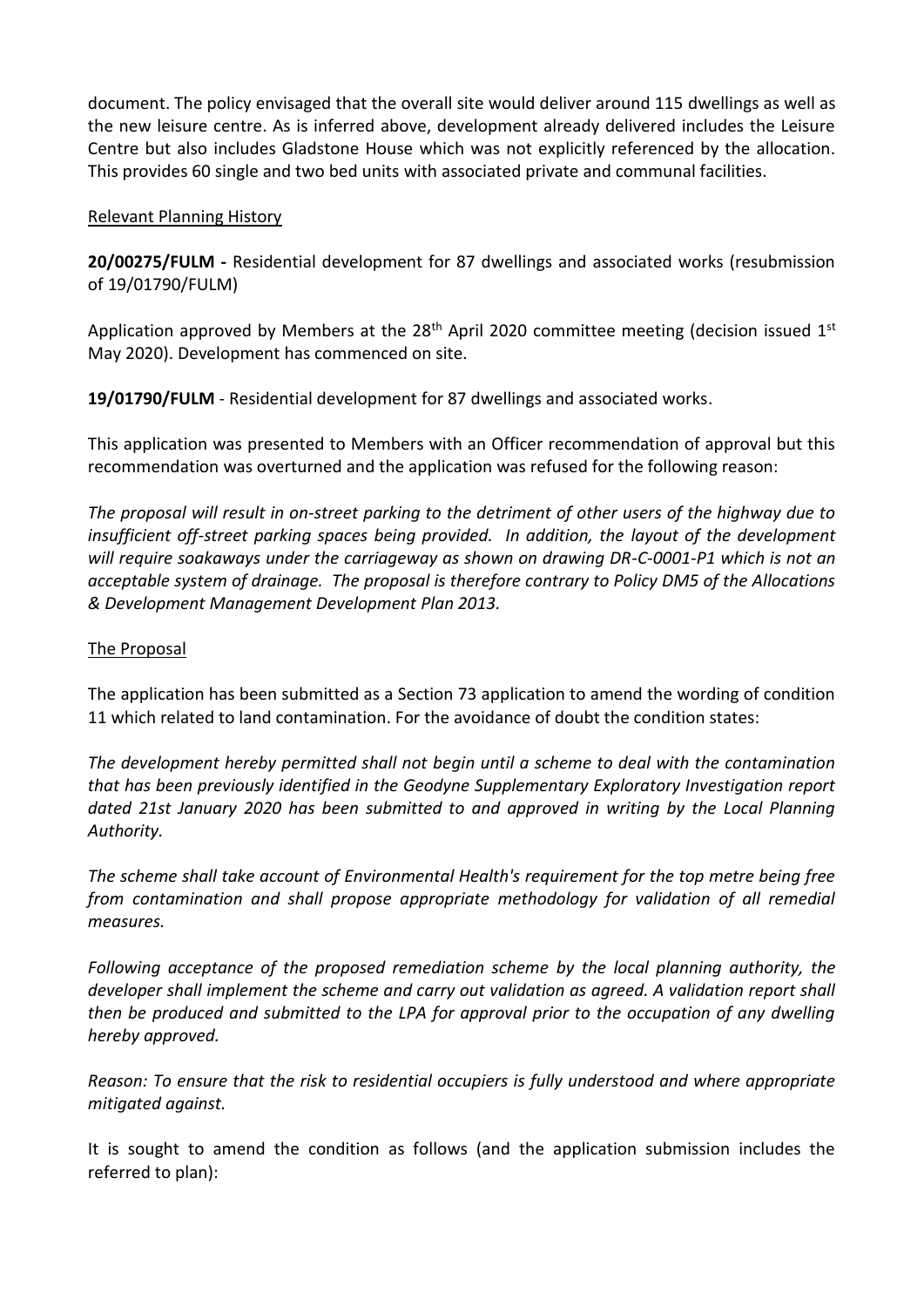document. The policy envisaged that the overall site would deliver around 115 dwellings as well as the new leisure centre. As is inferred above, development already delivered includes the Leisure Centre but also includes Gladstone House which was not explicitly referenced by the allocation. This provides 60 single and two bed units with associated private and communal facilities.

## Relevant Planning History

**20/00275/FULM -** Residential development for 87 dwellings and associated works (resubmission of 19/01790/FULM)

Application approved by Members at the 28th April 2020 committee meeting (decision issued 1st May 2020). Development has commenced on site.

**19/01790/FULM** - Residential development for 87 dwellings and associated works.

This application was presented to Members with an Officer recommendation of approval but this recommendation was overturned and the application was refused for the following reason:

*The proposal will result in on-street parking to the detriment of other users of the highway due to insufficient off-street parking spaces being provided. In addition, the layout of the development will require soakaways under the carriageway as shown on drawing DR-C-0001-P1 which is not an acceptable system of drainage. The proposal is therefore contrary to Policy DM5 of the Allocations & Development Management Development Plan 2013.*

## The Proposal

The application has been submitted as a Section 73 application to amend the wording of condition 11 which related to land contamination. For the avoidance of doubt the condition states:

*The development hereby permitted shall not begin until a scheme to deal with the contamination that has been previously identified in the Geodyne Supplementary Exploratory Investigation report dated 21st January 2020 has been submitted to and approved in writing by the Local Planning Authority.*

*The scheme shall take account of Environmental Health's requirement for the top metre being free from contamination and shall propose appropriate methodology for validation of all remedial measures.*

*Following acceptance of the proposed remediation scheme by the local planning authority, the developer shall implement the scheme and carry out validation as agreed. A validation report shall then be produced and submitted to the LPA for approval prior to the occupation of any dwelling hereby approved.*

*Reason: To ensure that the risk to residential occupiers is fully understood and where appropriate mitigated against.*

It is sought to amend the condition as follows (and the application submission includes the referred to plan):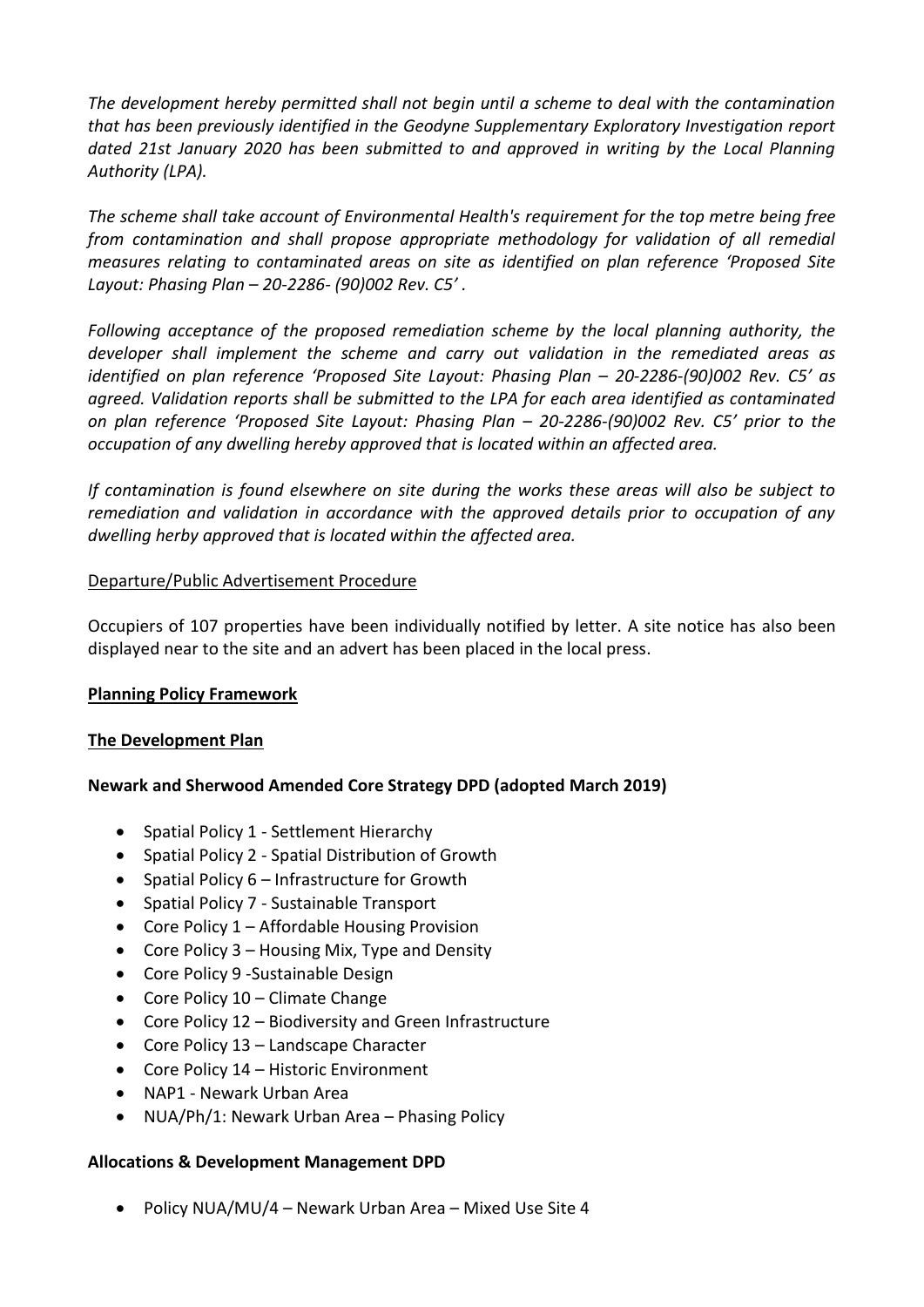*The development hereby permitted shall not begin until a scheme to deal with the contamination that has been previously identified in the Geodyne Supplementary Exploratory Investigation report dated 21st January 2020 has been submitted to and approved in writing by the Local Planning Authority (LPA).*

*The scheme shall take account of Environmental Health's requirement for the top metre being free from contamination and shall propose appropriate methodology for validation of all remedial measures relating to contaminated areas on site as identified on plan reference 'Proposed Site Layout: Phasing Plan – 20-2286- (90)002 Rev. C5' .*

*Following acceptance of the proposed remediation scheme by the local planning authority, the developer shall implement the scheme and carry out validation in the remediated areas as identified on plan reference 'Proposed Site Layout: Phasing Plan – 20-2286-(90)002 Rev. C5' as agreed. Validation reports shall be submitted to the LPA for each area identified as contaminated on plan reference 'Proposed Site Layout: Phasing Plan – 20-2286-(90)002 Rev. C5' prior to the occupation of any dwelling hereby approved that is located within an affected area.*

*If contamination is found elsewhere on site during the works these areas will also be subject to remediation and validation in accordance with the approved details prior to occupation of any dwelling herby approved that is located within the affected area.*

Departure/Public Advertisement Procedure

Occupiers of 107 properties have been individually notified by letter. A site notice has also been displayed near to the site and an advert has been placed in the local press.

**Planning Policy Framework**

**The Development Plan**

**Newark and Sherwood Amended Core Strategy DPD (adopted March 2019)**

- Spatial Policy 1 - Settlement Hierarchy
- Spatial Policy 2 - Spatial Distribution of Growth
- Spatial Policy 6 – Infrastructure for Growth
- Spatial Policy 7 - Sustainable Transport
- Core Policy 1 – Affordable Housing Provision
- Core Policy 3 – Housing Mix, Type and Density
- Core Policy 9 -Sustainable Design
- Core Policy 10 – Climate Change
- Core Policy 12 – Biodiversity and Green Infrastructure
- Core Policy 13 – Landscape Character
- Core Policy 14 – Historic Environment
- NAP1 - Newark Urban Area
- NUA/Ph/1: Newark Urban Area – Phasing Policy

**Allocations & Development Management DPD**

- Policy NUA/MU/4 – Newark Urban Area – Mixed Use Site 4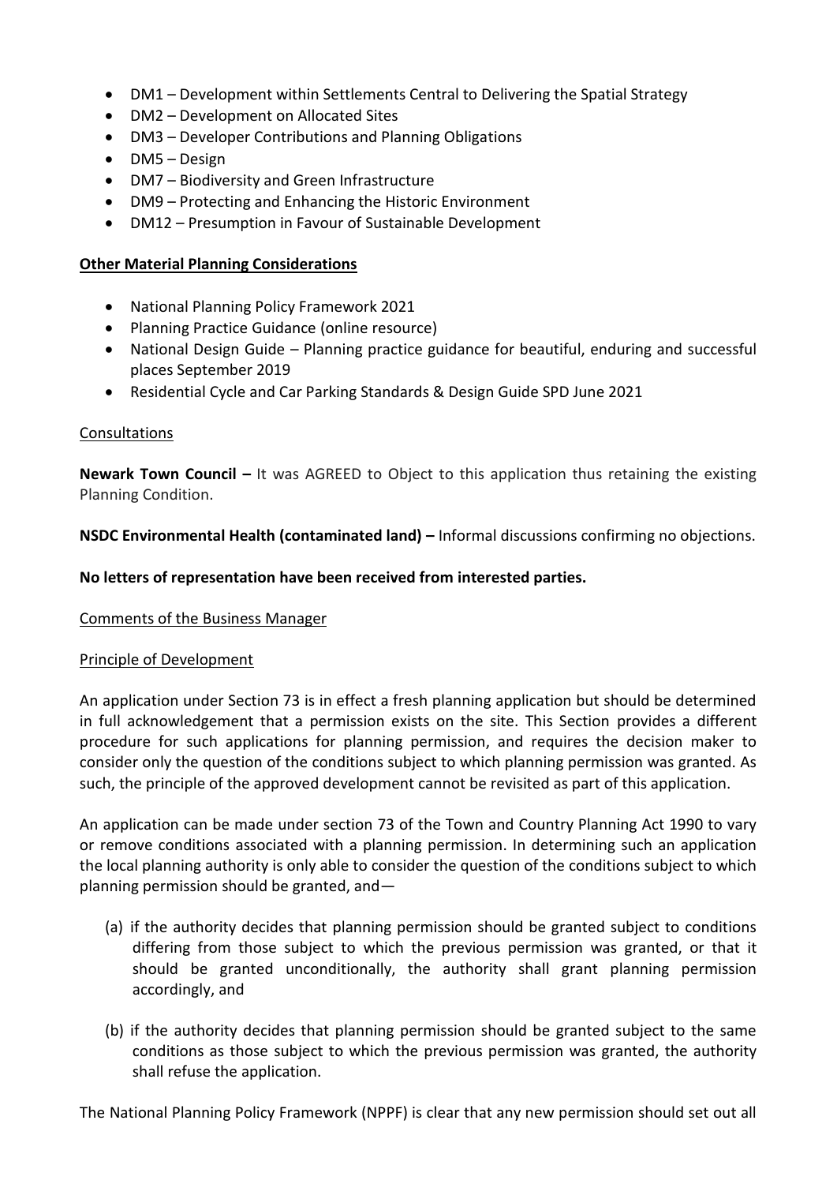- DM1 – Development within Settlements Central to Delivering the Spatial Strategy
- DM2 – Development on Allocated Sites
- DM3 – Developer Contributions and Planning Obligations
- DM5 – Design
- DM7 – Biodiversity and Green Infrastructure
- DM9 – Protecting and Enhancing the Historic Environment
- DM12 – Presumption in Favour of Sustainable Development

**Other Material Planning Considerations**

- National Planning Policy Framework 2021
- Planning Practice Guidance (online resource)
- National Design Guide – Planning practice guidance for beautiful, enduring and successful places September 2019
- Residential Cycle and Car Parking Standards & Design Guide SPD June 2021

Consultations

**Newark Town Council –** It was AGREED to Object to this application thus retaining the existing Planning Condition.

**NSDC Environmental Health (contaminated land) –** Informal discussions confirming no objections.

**No letters of representation have been received from interested parties.**

Comments of the Business Manager

Principle of Development

An application under Section 73 is in effect a fresh planning application but should be determined in full acknowledgement that a permission exists on the site. This Section provides a different procedure for such applications for planning permission, and requires the decision maker to consider only the question of the conditions subject to which planning permission was granted. As such, the principle of the approved development cannot be revisited as part of this application.

An application can be made under section 73 of the Town and Country Planning Act 1990 to vary or remove conditions associated with a planning permission. In determining such an application the local planning authority is only able to consider the question of the conditions subject to which planning permission should be granted, and—

(a) if the authority decides that planning permission should be granted subject to conditions differing from those subject to which the previous permission was granted, or that it should be granted unconditionally, the authority shall grant planning permission accordingly, and

(b) if the authority decides that planning permission should be granted subject to the same conditions as those subject to which the previous permission was granted, the authority shall refuse the application.

The National Planning Policy Framework (NPPF) is clear that any new permission should set out all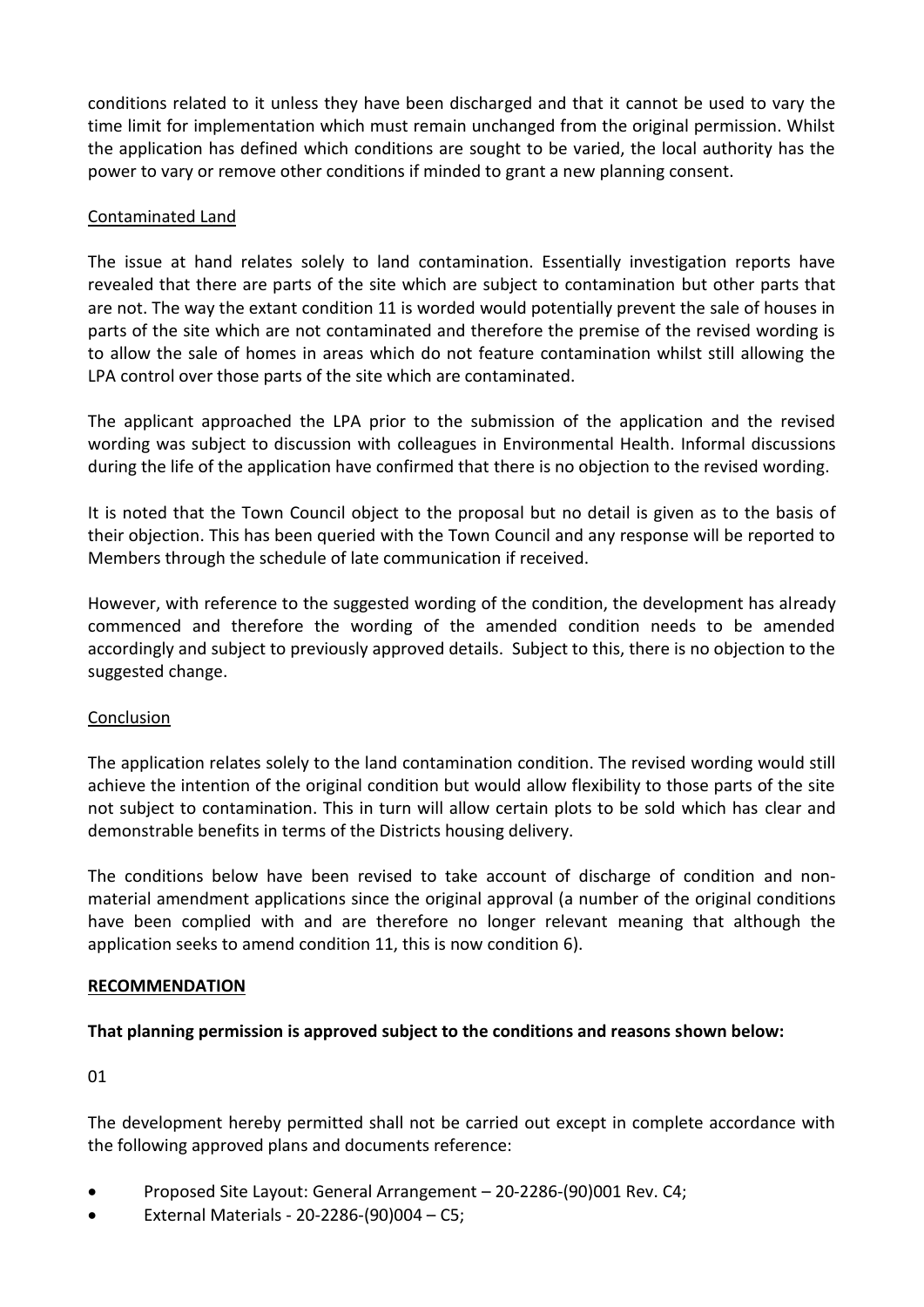conditions related to it unless they have been discharged and that it cannot be used to vary the time limit for implementation which must remain unchanged from the original permission. Whilst the application has defined which conditions are sought to be varied, the local authority has the power to vary or remove other conditions if minded to grant a new planning consent.

Contaminated Land

The issue at hand relates solely to land contamination. Essentially investigation reports have revealed that there are parts of the site which are subject to contamination but other parts that are not. The way the extant condition 11 is worded would potentially prevent the sale of houses in parts of the site which are not contaminated and therefore the premise of the revised wording is to allow the sale of homes in areas which do not feature contamination whilst still allowing the LPA control over those parts of the site which are contaminated.

The applicant approached the LPA prior to the submission of the application and the revised wording was subject to discussion with colleagues in Environmental Health. Informal discussions during the life of the application have confirmed that there is no objection to the revised wording.

It is noted that the Town Council object to the proposal but no detail is given as to the basis of their objection. This has been queried with the Town Council and any response will be reported to Members through the schedule of late communication if received.

However, with reference to the suggested wording of the condition, the development has already commenced and therefore the wording of the amended condition needs to be amended accordingly and subject to previously approved details. Subject to this, there is no objection to the suggested change.

Conclusion

The application relates solely to the land contamination condition. The revised wording would still achieve the intention of the original condition but would allow flexibility to those parts of the site not subject to contamination. This in turn will allow certain plots to be sold which has clear and demonstrable benefits in terms of the Districts housing delivery.

The conditions below have been revised to take account of discharge of condition and non-material amendment applications since the original approval (a number of the original conditions have been complied with and are therefore no longer relevant meaning that although the application seeks to amend condition 11, this is now condition 6).

**RECOMMENDATION**

**That planning permission is approved subject to the conditions and reasons shown below:**

01

The development hereby permitted shall not be carried out except in complete accordance with the following approved plans and documents reference:

- Proposed Site Layout: General Arrangement – 20-2286-(90)001 Rev. C4;
- External Materials - 20-2286-(90)004 – C5;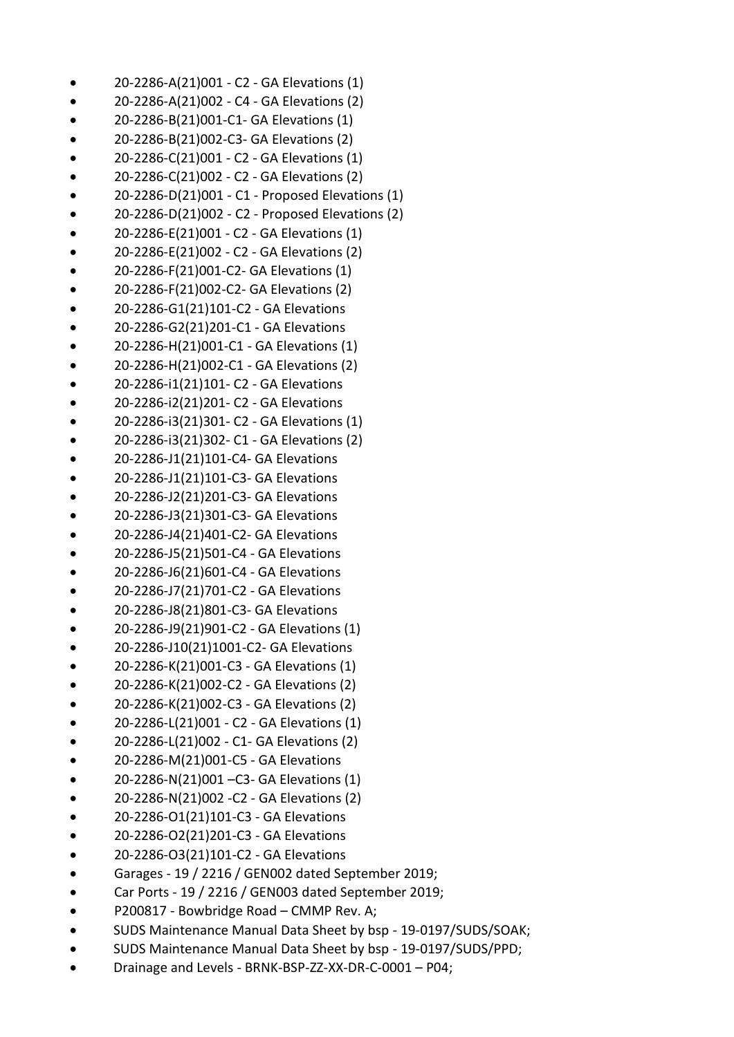- 20-2286-A(21)001 - C2 - GA Elevations (1)
- 20-2286-A(21)002 - C4 - GA Elevations (2)
- 20-2286-B(21)001-C1- GA Elevations (1)
- 20-2286-B(21)002-C3- GA Elevations (2)
- 20-2286-C(21)001 - C2 - GA Elevations (1)
- 20-2286-C(21)002 - C2 - GA Elevations (2)
- 20-2286-D(21)001 - C1 - Proposed Elevations (1)
- 20-2286-D(21)002 - C2 - Proposed Elevations (2)
- 20-2286-E(21)001 - C2 - GA Elevations (1)
- 20-2286-E(21)002 - C2 - GA Elevations (2)
- 20-2286-F(21)001-C2- GA Elevations (1)
- 20-2286-F(21)002-C2- GA Elevations (2)
- 20-2286-G1(21)101-C2 - GA Elevations
- 20-2286-G2(21)201-C1 - GA Elevations
- 20-2286-H(21)001-C1 - GA Elevations (1)
- 20-2286-H(21)002-C1 - GA Elevations (2)
- 20-2286-i1(21)101- C2 - GA Elevations
- 20-2286-i2(21)201- C2 - GA Elevations
- 20-2286-i3(21)301- C2 - GA Elevations (1)
- 20-2286-i3(21)302- C1 - GA Elevations (2)
- 20-2286-J1(21)101-C4- GA Elevations
- 20-2286-J1(21)101-C3- GA Elevations
- 20-2286-J2(21)201-C3- GA Elevations
- 20-2286-J3(21)301-C3- GA Elevations
- 20-2286-J4(21)401-C2- GA Elevations
- 20-2286-J5(21)501-C4 - GA Elevations
- 20-2286-J6(21)601-C4 - GA Elevations
- 20-2286-J7(21)701-C2 - GA Elevations
- 20-2286-J8(21)801-C3- GA Elevations
- 20-2286-J9(21)901-C2 - GA Elevations (1)
- 20-2286-J10(21)1001-C2- GA Elevations
- 20-2286-K(21)001-C3 - GA Elevations (1)
- 20-2286-K(21)002-C2 - GA Elevations (2)
- 20-2286-K(21)002-C3 - GA Elevations (2)
- 20-2286-L(21)001 - C2 - GA Elevations (1)
- 20-2286-L(21)002 - C1- GA Elevations (2)
- 20-2286-M(21)001-C5 - GA Elevations
- 20-2286-N(21)001 –C3- GA Elevations (1)
- 20-2286-N(21)002 -C2 - GA Elevations (2)
- 20-2286-O1(21)101-C3 - GA Elevations
- 20-2286-O2(21)201-C3 - GA Elevations
- 20-2286-O3(21)101-C2 - GA Elevations
- Garages - 19 / 2216 / GEN002 dated September 2019;
- Car Ports - 19 / 2216 / GEN003 dated September 2019;
- P200817 - Bowbridge Road – CMMP Rev. A;
- SUDS Maintenance Manual Data Sheet by bsp - 19-0197/SUDS/SOAK;
- SUDS Maintenance Manual Data Sheet by bsp - 19-0197/SUDS/PPD;
- Drainage and Levels - BRNK-BSP-ZZ-XX-DR-C-0001 – P04;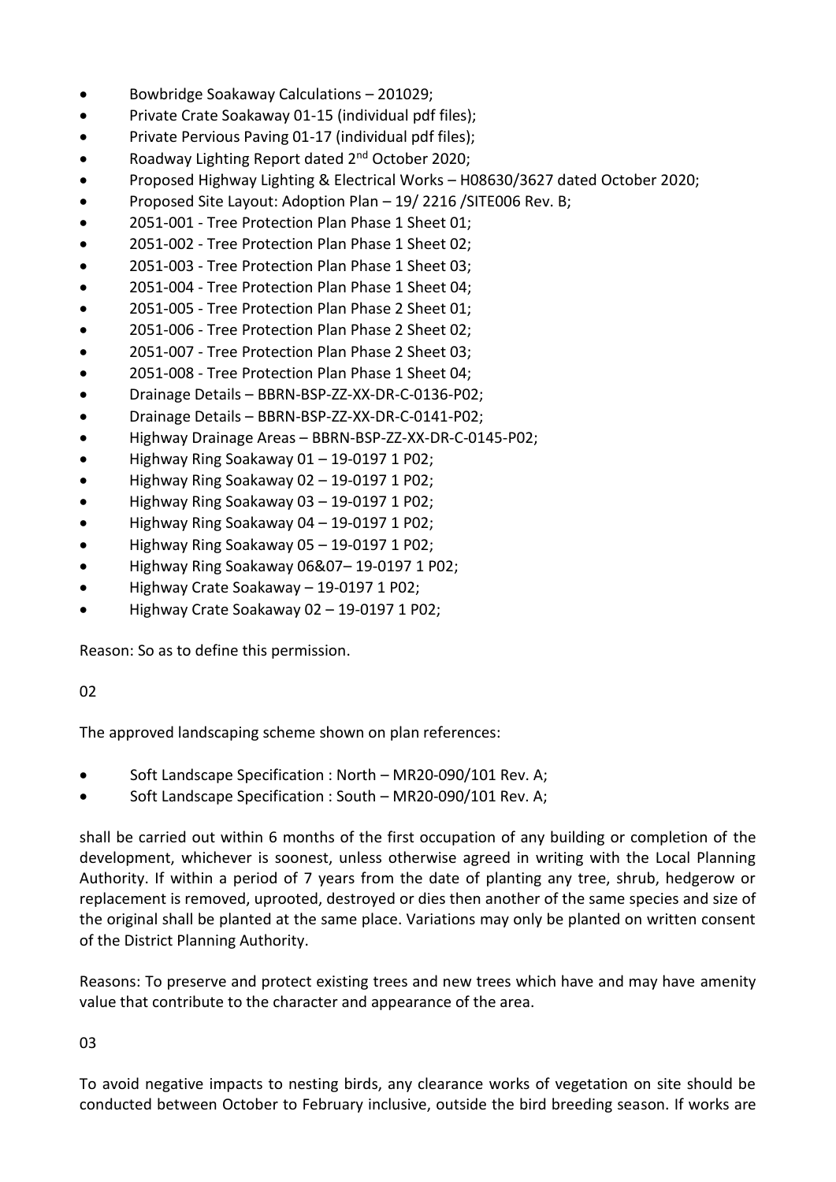- Bowbridge Soakaway Calculations – 201029;
- Private Crate Soakaway 01-15 (individual pdf files);
- Private Pervious Paving 01-17 (individual pdf files);
- Roadway Lighting Report dated 2nd October 2020;
- Proposed Highway Lighting & Electrical Works – H08630/3627 dated October 2020;
- Proposed Site Layout: Adoption Plan – 19/ 2216 /SITE006 Rev. B;
- 2051-001 - Tree Protection Plan Phase 1 Sheet 01;
- 2051-002 - Tree Protection Plan Phase 1 Sheet 02;
- 2051-003 - Tree Protection Plan Phase 1 Sheet 03;
- 2051-004 - Tree Protection Plan Phase 1 Sheet 04;
- 2051-005 - Tree Protection Plan Phase 2 Sheet 01;
- 2051-006 - Tree Protection Plan Phase 2 Sheet 02;
- 2051-007 - Tree Protection Plan Phase 2 Sheet 03;
- 2051-008 - Tree Protection Plan Phase 1 Sheet 04;
- Drainage Details – BBRN-BSP-ZZ-XX-DR-C-0136-P02;
- Drainage Details – BBRN-BSP-ZZ-XX-DR-C-0141-P02;
- Highway Drainage Areas – BBRN-BSP-ZZ-XX-DR-C-0145-P02;
- Highway Ring Soakaway 01 – 19-0197 1 P02;
- Highway Ring Soakaway 02 – 19-0197 1 P02;
- Highway Ring Soakaway 03 – 19-0197 1 P02;
- Highway Ring Soakaway 04 – 19-0197 1 P02;
- Highway Ring Soakaway 05 – 19-0197 1 P02;
- Highway Ring Soakaway 06&07– 19-0197 1 P02;
- Highway Crate Soakaway – 19-0197 1 P02;
- Highway Crate Soakaway 02 – 19-0197 1 P02;

Reason: So as to define this permission.

02

The approved landscaping scheme shown on plan references:

- Soft Landscape Specification : North – MR20-090/101 Rev. A;
- Soft Landscape Specification : South – MR20-090/101 Rev. A;

shall be carried out within 6 months of the first occupation of any building or completion of the development, whichever is soonest, unless otherwise agreed in writing with the Local Planning Authority. If within a period of 7 years from the date of planting any tree, shrub, hedgerow or replacement is removed, uprooted, destroyed or dies then another of the same species and size of the original shall be planted at the same place. Variations may only be planted on written consent of the District Planning Authority.

Reasons: To preserve and protect existing trees and new trees which have and may have amenity value that contribute to the character and appearance of the area.

03

To avoid negative impacts to nesting birds, any clearance works of vegetation on site should be conducted between October to February inclusive, outside the bird breeding season. If works are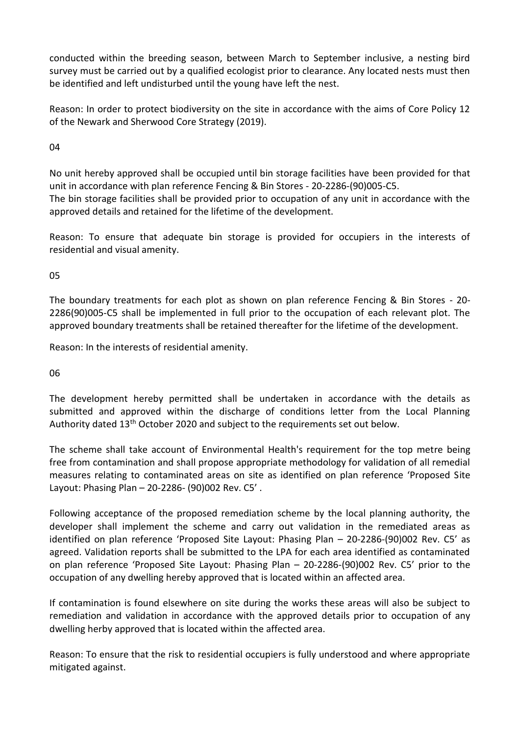conducted within the breeding season, between March to September inclusive, a nesting bird survey must be carried out by a qualified ecologist prior to clearance. Any located nests must then be identified and left undisturbed until the young have left the nest.

Reason: In order to protect biodiversity on the site in accordance with the aims of Core Policy 12 of the Newark and Sherwood Core Strategy (2019).

04

No unit hereby approved shall be occupied until bin storage facilities have been provided for that unit in accordance with plan reference Fencing & Bin Stores - 20-2286-(90)005-C5.
The bin storage facilities shall be provided prior to occupation of any unit in accordance with the approved details and retained for the lifetime of the development.

Reason: To ensure that adequate bin storage is provided for occupiers in the interests of residential and visual amenity.

05

The boundary treatments for each plot as shown on plan reference Fencing & Bin Stores - 20-2286(90)005-C5 shall be implemented in full prior to the occupation of each relevant plot. The approved boundary treatments shall be retained thereafter for the lifetime of the development.

Reason: In the interests of residential amenity.

06

The development hereby permitted shall be undertaken in accordance with the details as submitted and approved within the discharge of conditions letter from the Local Planning Authority dated 13th October 2020 and subject to the requirements set out below.

The scheme shall take account of Environmental Health's requirement for the top metre being free from contamination and shall propose appropriate methodology for validation of all remedial measures relating to contaminated areas on site as identified on plan reference 'Proposed Site Layout: Phasing Plan – 20-2286- (90)002 Rev. C5' .

Following acceptance of the proposed remediation scheme by the local planning authority, the developer shall implement the scheme and carry out validation in the remediated areas as identified on plan reference 'Proposed Site Layout: Phasing Plan – 20-2286-(90)002 Rev. C5' as agreed. Validation reports shall be submitted to the LPA for each area identified as contaminated on plan reference 'Proposed Site Layout: Phasing Plan – 20-2286-(90)002 Rev. C5' prior to the occupation of any dwelling hereby approved that is located within an affected area.

If contamination is found elsewhere on site during the works these areas will also be subject to remediation and validation in accordance with the approved details prior to occupation of any dwelling herby approved that is located within the affected area.

Reason: To ensure that the risk to residential occupiers is fully understood and where appropriate mitigated against.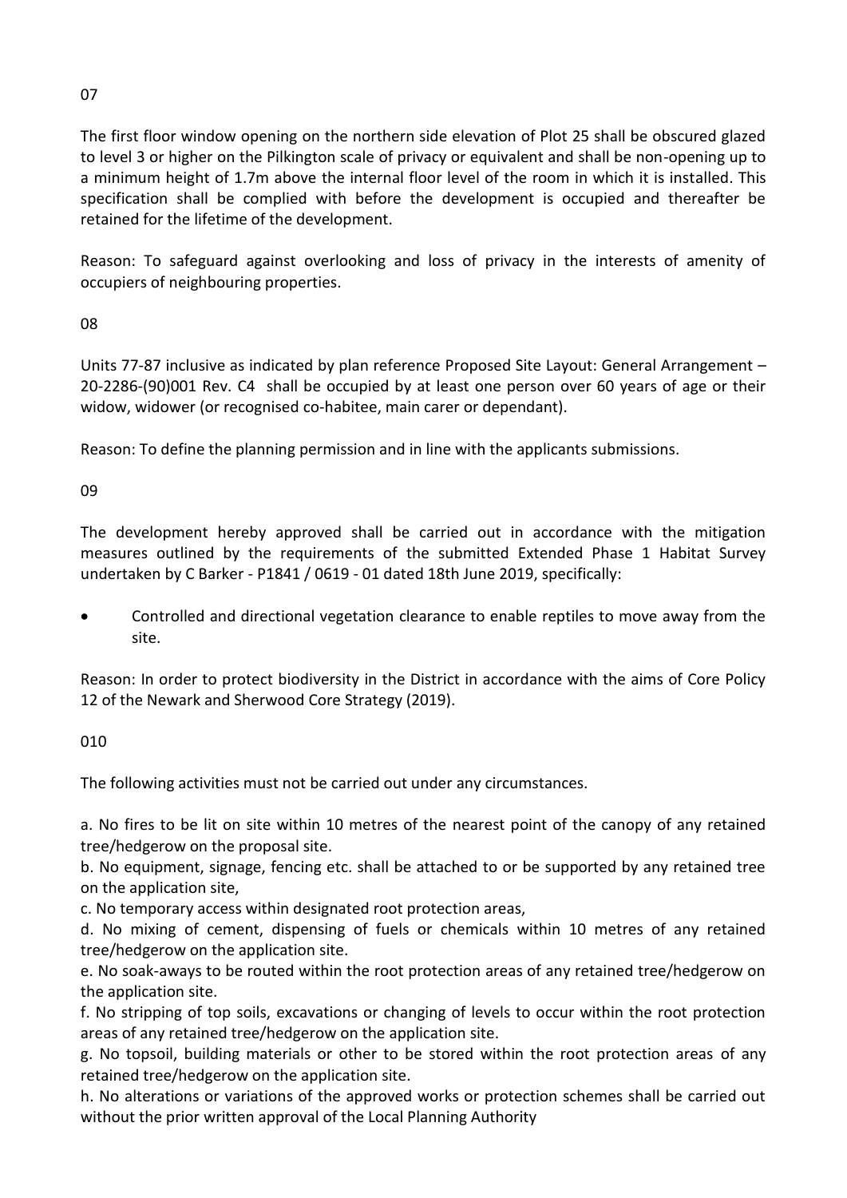07

The first floor window opening on the northern side elevation of Plot 25 shall be obscured glazed to level 3 or higher on the Pilkington scale of privacy or equivalent and shall be non-opening up to a minimum height of 1.7m above the internal floor level of the room in which it is installed. This specification shall be complied with before the development is occupied and thereafter be retained for the lifetime of the development.

Reason: To safeguard against overlooking and loss of privacy in the interests of amenity of occupiers of neighbouring properties.

08

Units 77-87 inclusive as indicated by plan reference Proposed Site Layout: General Arrangement – 20-2286-(90)001 Rev. C4 shall be occupied by at least one person over 60 years of age or their widow, widower (or recognised co-habitee, main carer or dependant).

Reason: To define the planning permission and in line with the applicants submissions.

09

The development hereby approved shall be carried out in accordance with the mitigation measures outlined by the requirements of the submitted Extended Phase 1 Habitat Survey undertaken by C Barker - P1841 / 0619 - 01 dated 18th June 2019, specifically:

- Controlled and directional vegetation clearance to enable reptiles to move away from the site.

Reason: In order to protect biodiversity in the District in accordance with the aims of Core Policy 12 of the Newark and Sherwood Core Strategy (2019).

010

The following activities must not be carried out under any circumstances.

a. No fires to be lit on site within 10 metres of the nearest point of the canopy of any retained tree/hedgerow on the proposal site.
b. No equipment, signage, fencing etc. shall be attached to or be supported by any retained tree on the application site,
c. No temporary access within designated root protection areas,
d. No mixing of cement, dispensing of fuels or chemicals within 10 metres of any retained tree/hedgerow on the application site.
e. No soak-aways to be routed within the root protection areas of any retained tree/hedgerow on the application site.
f. No stripping of top soils, excavations or changing of levels to occur within the root protection areas of any retained tree/hedgerow on the application site.
g. No topsoil, building materials or other to be stored within the root protection areas of any retained tree/hedgerow on the application site.
h. No alterations or variations of the approved works or protection schemes shall be carried out without the prior written approval of the Local Planning Authority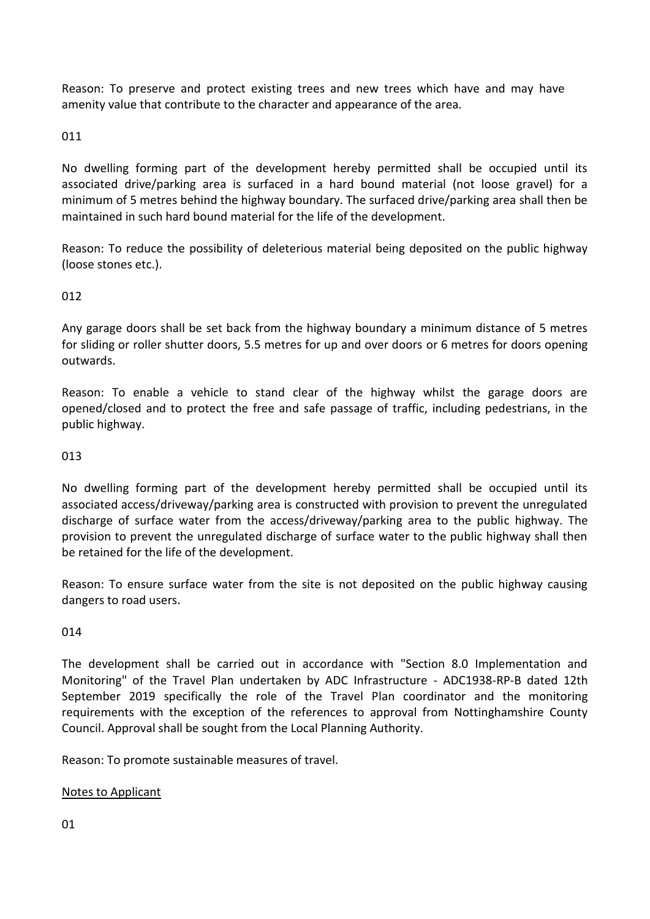Reason: To preserve and protect existing trees and new trees which have and may have amenity value that contribute to the character and appearance of the area.

011

No dwelling forming part of the development hereby permitted shall be occupied until its associated drive/parking area is surfaced in a hard bound material (not loose gravel) for a minimum of 5 metres behind the highway boundary. The surfaced drive/parking area shall then be maintained in such hard bound material for the life of the development.

Reason: To reduce the possibility of deleterious material being deposited on the public highway (loose stones etc.).

012

Any garage doors shall be set back from the highway boundary a minimum distance of 5 metres for sliding or roller shutter doors, 5.5 metres for up and over doors or 6 metres for doors opening outwards.

Reason: To enable a vehicle to stand clear of the highway whilst the garage doors are opened/closed and to protect the free and safe passage of traffic, including pedestrians, in the public highway.

013

No dwelling forming part of the development hereby permitted shall be occupied until its associated access/driveway/parking area is constructed with provision to prevent the unregulated discharge of surface water from the access/driveway/parking area to the public highway. The provision to prevent the unregulated discharge of surface water to the public highway shall then be retained for the life of the development.

Reason: To ensure surface water from the site is not deposited on the public highway causing dangers to road users.

014

The development shall be carried out in accordance with "Section 8.0 Implementation and Monitoring" of the Travel Plan undertaken by ADC Infrastructure - ADC1938-RP-B dated 12th September 2019 specifically the role of the Travel Plan coordinator and the monitoring requirements with the exception of the references to approval from Nottinghamshire County Council. Approval shall be sought from the Local Planning Authority.

Reason: To promote sustainable measures of travel.

Notes to Applicant

01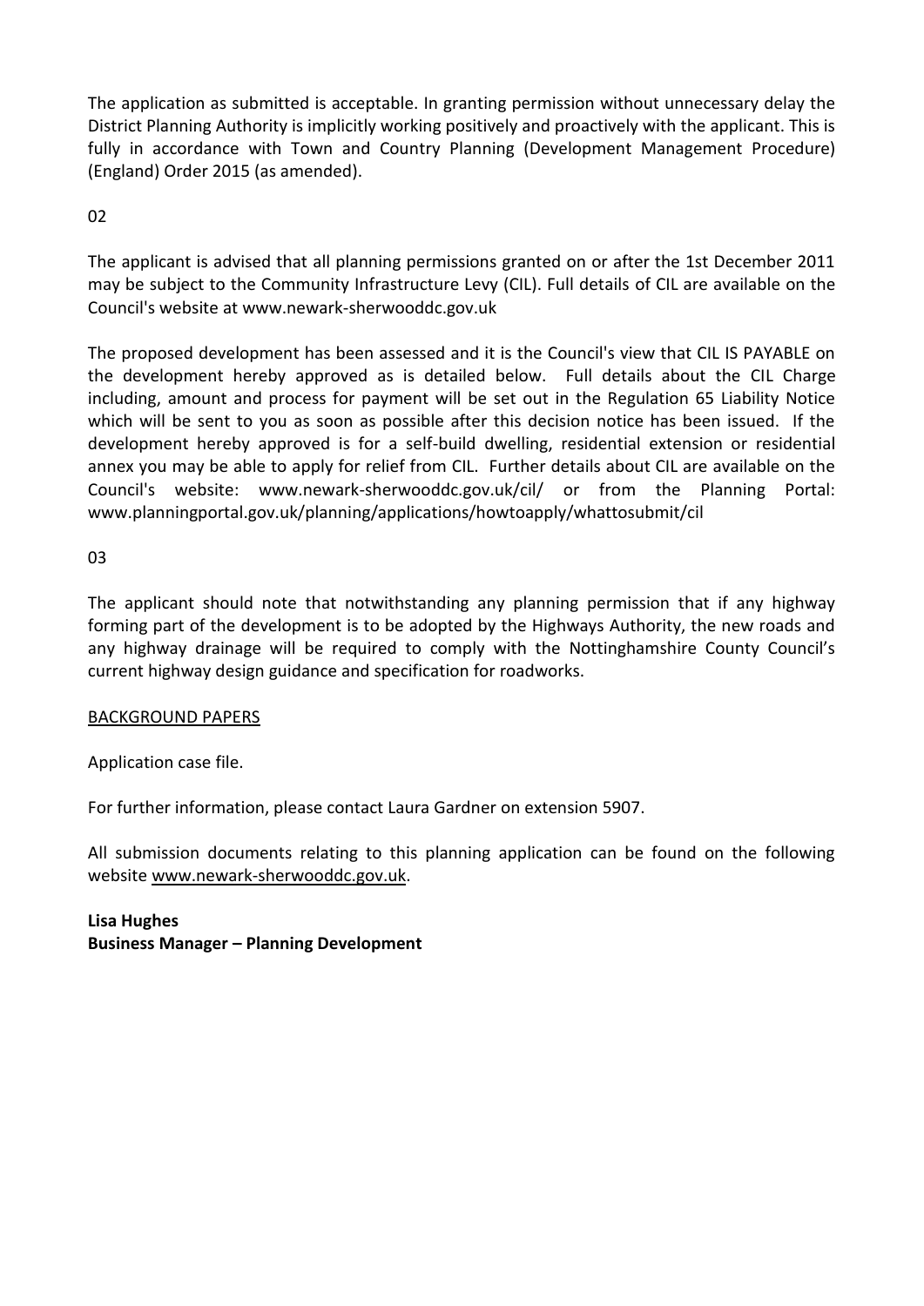The application as submitted is acceptable. In granting permission without unnecessary delay the District Planning Authority is implicitly working positively and proactively with the applicant. This is fully in accordance with Town and Country Planning (Development Management Procedure) (England) Order 2015 (as amended).

02

The applicant is advised that all planning permissions granted on or after the 1st December 2011 may be subject to the Community Infrastructure Levy (CIL). Full details of CIL are available on the Council's website at www.newark-sherwooddc.gov.uk

The proposed development has been assessed and it is the Council's view that CIL IS PAYABLE on the development hereby approved as is detailed below. Full details about the CIL Charge including, amount and process for payment will be set out in the Regulation 65 Liability Notice which will be sent to you as soon as possible after this decision notice has been issued. If the development hereby approved is for a self-build dwelling, residential extension or residential annex you may be able to apply for relief from CIL. Further details about CIL are available on the Council's website: www.newark-sherwooddc.gov.uk/cil/ or from the Planning Portal: www.planningportal.gov.uk/planning/applications/howtoapply/whattosubmit/cil

03

The applicant should note that notwithstanding any planning permission that if any highway forming part of the development is to be adopted by the Highways Authority, the new roads and any highway drainage will be required to comply with the Nottinghamshire County Council's current highway design guidance and specification for roadworks.

BACKGROUND PAPERS

Application case file.

For further information, please contact Laura Gardner on extension 5907.

All submission documents relating to this planning application can be found on the following website www.newark-sherwooddc.gov.uk.

**Lisa Hughes**
**Business Manager – Planning Development**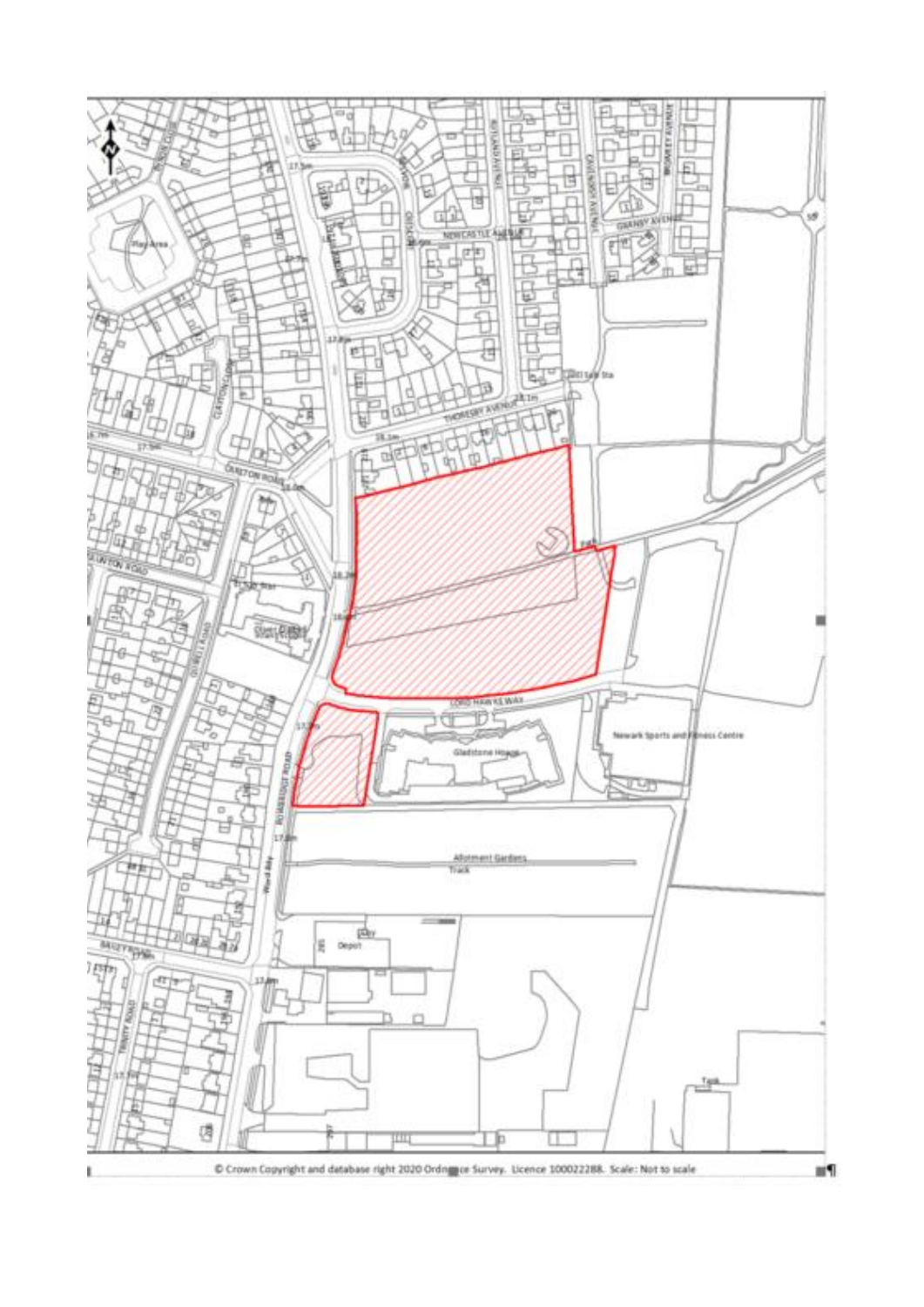© Crown Copyright and database right 2020 Ordnance Survey. Licence 100022288. Scale: Not to scale